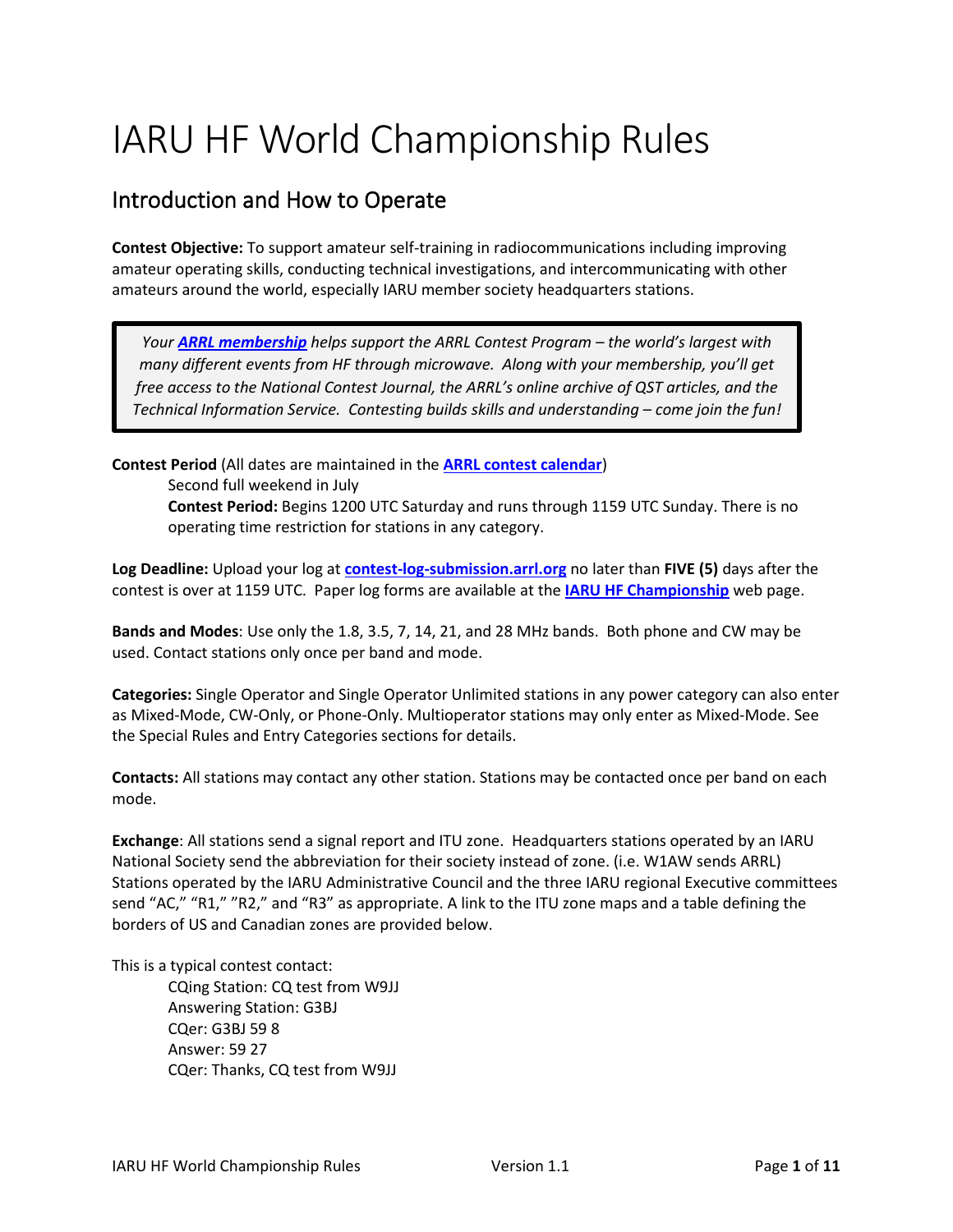# IARU HF World Championship Rules

## Introduction and How to Operate

**Contest Objective:** To support amateur self-training in radiocommunications including improving amateur operating skills, conducting technical investigations, and intercommunicating with other amateurs around the world, especially IARU member society headquarters stations.

> *Your **ARRL membership** helps support the ARRL Contest Program – the world's largest with many different events from HF through microwave. Along with your membership, you'll get free access to the National Contest Journal, the ARRL's online archive of QST articles, and the Technical Information Service. Contesting builds skills and understanding – come join the fun!*

**Contest Period** (All dates are maintained in the **ARRL contest calendar**)

Second full weekend in July

**Contest Period:** Begins 1200 UTC Saturday and runs through 1159 UTC Sunday. There is no operating time restriction for stations in any category.

**Log Deadline:** Upload your log at **contest-log-submission.arrl.org** no later than **FIVE (5)** days after the contest is over at 1159 UTC. Paper log forms are available at the **IARU HF Championship** web page.

**Bands and Modes**: Use only the 1.8, 3.5, 7, 14, 21, and 28 MHz bands. Both phone and CW may be used. Contact stations only once per band and mode.

**Categories:** Single Operator and Single Operator Unlimited stations in any power category can also enter as Mixed-Mode, CW-Only, or Phone-Only. Multioperator stations may only enter as Mixed-Mode. See the Special Rules and Entry Categories sections for details.

**Contacts:** All stations may contact any other station. Stations may be contacted once per band on each mode.

**Exchange**: All stations send a signal report and ITU zone. Headquarters stations operated by an IARU National Society send the abbreviation for their society instead of zone. (i.e. W1AW sends ARRL) Stations operated by the IARU Administrative Council and the three IARU regional Executive committees send "AC," "R1," "R2," and "R3" as appropriate. A link to the ITU zone maps and a table defining the borders of US and Canadian zones are provided below.

This is a typical contest contact:

CQing Station: CQ test from W9JJ
Answering Station: G3BJ
CQer: G3BJ 59 8
Answer: 59 27
CQer: Thanks, CQ test from W9JJ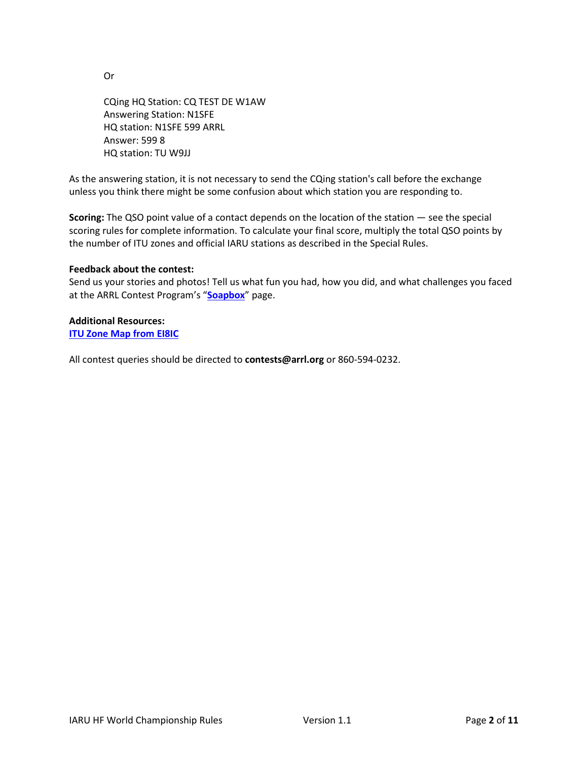Or

CQing HQ Station: CQ TEST DE W1AW
Answering Station: N1SFE
HQ station: N1SFE 599 ARRL
Answer: 599 8
HQ station: TU W9JJ

As the answering station, it is not necessary to send the CQing station's call before the exchange unless you think there might be some confusion about which station you are responding to.

**Scoring:** The QSO point value of a contact depends on the location of the station — see the special scoring rules for complete information. To calculate your final score, multiply the total QSO points by the number of ITU zones and official IARU stations as described in the Special Rules.

**Feedback about the contest:**
Send us your stories and photos! Tell us what fun you had, how you did, and what challenges you faced at the ARRL Contest Program's "**Soapbox**" page.

**Additional Resources:**
**ITU Zone Map from EI8IC**

All contest queries should be directed to **contests@arrl.org** or 860-594-0232.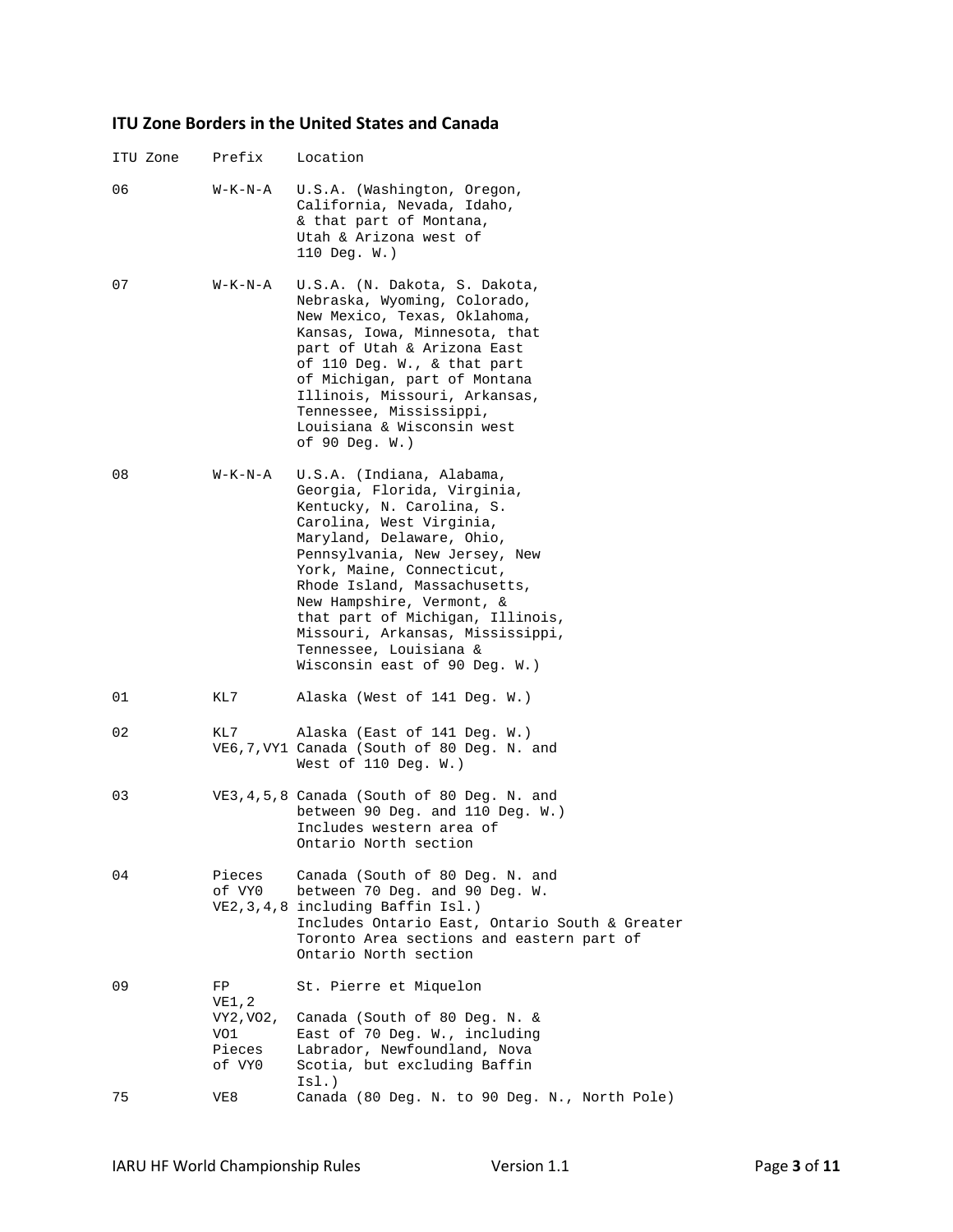### ITU Zone Borders in the United States and Canada

| ITU Zone | Prefix | Location |
|---|---|---|
| 06 | W-K-N-A | U.S.A. (Washington, Oregon, California, Nevada, Idaho, & that part of Montana, Utah & Arizona west of 110 Deg. W.) |
| 07 | W-K-N-A | U.S.A. (N. Dakota, S. Dakota, Nebraska, Wyoming, Colorado, New Mexico, Texas, Oklahoma, Kansas, Iowa, Minnesota, that part of Utah & Arizona East of 110 Deg. W., & that part of Michigan, part of Montana Illinois, Missouri, Arkansas, Tennessee, Mississippi, Louisiana & Wisconsin west of 90 Deg. W.) |
| 08 | W-K-N-A | U.S.A. (Indiana, Alabama, Georgia, Florida, Virginia, Kentucky, N. Carolina, S. Carolina, West Virginia, Maryland, Delaware, Ohio, Pennsylvania, New Jersey, New York, Maine, Connecticut, Rhode Island, Massachusetts, New Hampshire, Vermont, & that part of Michigan, Illinois, Missouri, Arkansas, Mississippi, Tennessee, Louisiana & Wisconsin east of 90 Deg. W.) |
| 01 | KL7 | Alaska (West of 141 Deg. W.) |
| 02 | KL7 | Alaska (East of 141 Deg. W.) |
| | VE6,7,VY1 | Canada (South of 80 Deg. N. and West of 110 Deg. W.) |
| 03 | VE3,4,5,8 | Canada (South of 80 Deg. N. and between 90 Deg. and 110 Deg. W.) Includes western area of Ontario North section |
| 04 | Pieces of VY0 VE2,3,4,8 | Canada (South of 80 Deg. N. and between 70 Deg. and 90 Deg. W. including Baffin Isl.) Includes Ontario East, Ontario South & Greater Toronto Area sections and eastern part of Ontario North section |
| 09 | FP | St. Pierre et Miquelon |
| | VE1,2 VY2,VO2, VO1 Pieces of VY0 | Canada (South of 80 Deg. N. & East of 70 Deg. W., including Labrador, Newfoundland, Nova Scotia, but excluding Baffin Isl.) |
| 75 | VE8 | Canada (80 Deg. N. to 90 Deg. N., North Pole) |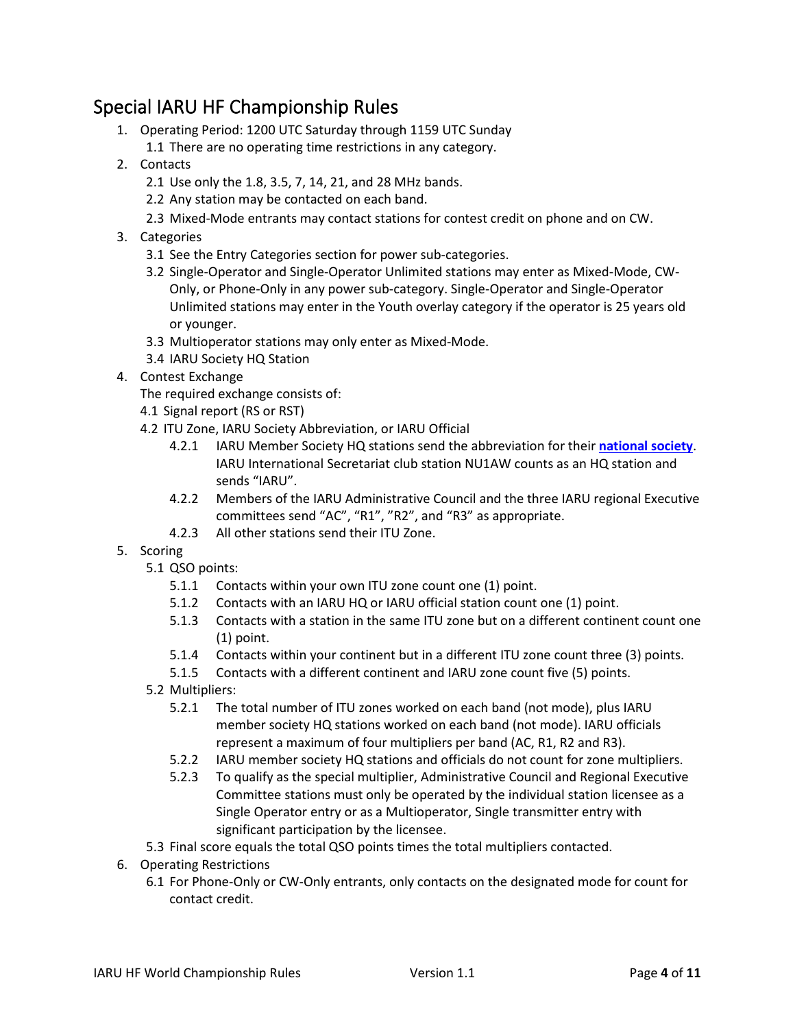# Special IARU HF Championship Rules

1. Operating Period: 1200 UTC Saturday through 1159 UTC Sunday
   1.1 There are no operating time restrictions in any category.
2. Contacts
   2.1 Use only the 1.8, 3.5, 7, 14, 21, and 28 MHz bands.
   2.2 Any station may be contacted on each band.
   2.3 Mixed-Mode entrants may contact stations for contest credit on phone and on CW.
3. Categories
   3.1 See the Entry Categories section for power sub-categories.
   3.2 Single-Operator and Single-Operator Unlimited stations may enter as Mixed-Mode, CW-Only, or Phone-Only in any power sub-category. Single-Operator and Single-Operator Unlimited stations may enter in the Youth overlay category if the operator is 25 years old or younger.
   3.3 Multioperator stations may only enter as Mixed-Mode.
   3.4 IARU Society HQ Station
4. Contest Exchange
   The required exchange consists of:
   4.1 Signal report (RS or RST)
   4.2 ITU Zone, IARU Society Abbreviation, or IARU Official
      4.2.1 IARU Member Society HQ stations send the abbreviation for their **national society**. IARU International Secretariat club station NU1AW counts as an HQ station and sends "IARU".
      4.2.2 Members of the IARU Administrative Council and the three IARU regional Executive committees send "AC", "R1", "R2", and "R3" as appropriate.
      4.2.3 All other stations send their ITU Zone.
5. Scoring
   5.1 QSO points:
      5.1.1 Contacts within your own ITU zone count one (1) point.
      5.1.2 Contacts with an IARU HQ or IARU official station count one (1) point.
      5.1.3 Contacts with a station in the same ITU zone but on a different continent count one (1) point.
      5.1.4 Contacts within your continent but in a different ITU zone count three (3) points.
      5.1.5 Contacts with a different continent and IARU zone count five (5) points.
   5.2 Multipliers:
      5.2.1 The total number of ITU zones worked on each band (not mode), plus IARU member society HQ stations worked on each band (not mode). IARU officials represent a maximum of four multipliers per band (AC, R1, R2 and R3).
      5.2.2 IARU member society HQ stations and officials do not count for zone multipliers.
      5.2.3 To qualify as the special multiplier, Administrative Council and Regional Executive Committee stations must only be operated by the individual station licensee as a Single Operator entry or as a Multioperator, Single transmitter entry with significant participation by the licensee.
   5.3 Final score equals the total QSO points times the total multipliers contacted.
6. Operating Restrictions
   6.1 For Phone-Only or CW-Only entrants, only contacts on the designated mode for count for contact credit.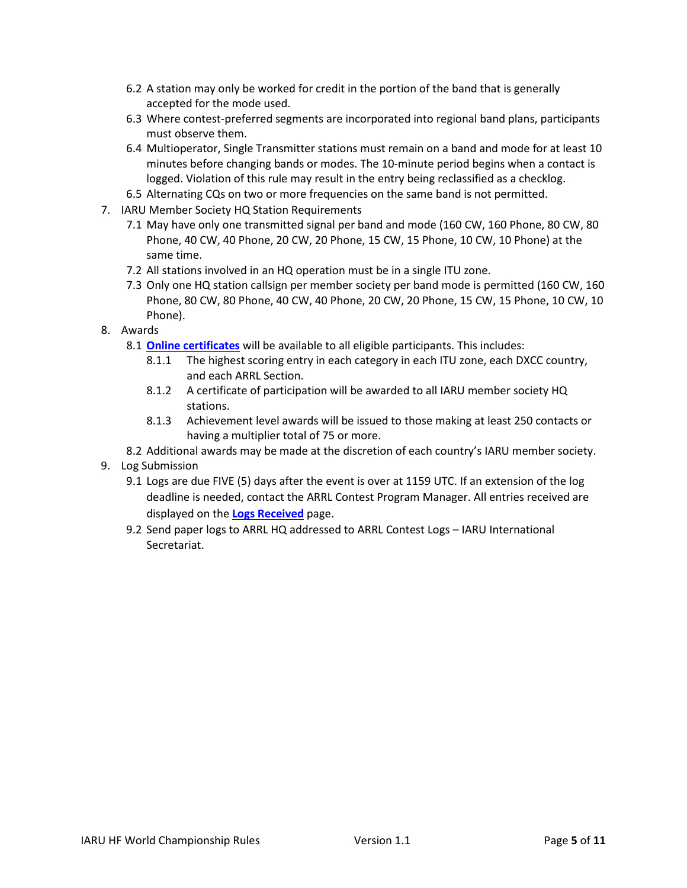6.2 A station may only be worked for credit in the portion of the band that is generally accepted for the mode used.

6.3 Where contest-preferred segments are incorporated into regional band plans, participants must observe them.

6.4 Multioperator, Single Transmitter stations must remain on a band and mode for at least 10 minutes before changing bands or modes. The 10-minute period begins when a contact is logged. Violation of this rule may result in the entry being reclassified as a checklog.

6.5 Alternating CQs on two or more frequencies on the same band is not permitted.

7. IARU Member Society HQ Station Requirements

   7.1 May have only one transmitted signal per band and mode (160 CW, 160 Phone, 80 CW, 80 Phone, 40 CW, 40 Phone, 20 CW, 20 Phone, 15 CW, 15 Phone, 10 CW, 10 Phone) at the same time.

   7.2 All stations involved in an HQ operation must be in a single ITU zone.

   7.3 Only one HQ station callsign per member society per band mode is permitted (160 CW, 160 Phone, 80 CW, 80 Phone, 40 CW, 40 Phone, 20 CW, 20 Phone, 15 CW, 15 Phone, 10 CW, 10 Phone).

8. Awards

   8.1 **Online certificates** will be available to all eligible participants. This includes:

      8.1.1 The highest scoring entry in each category in each ITU zone, each DXCC country, and each ARRL Section.

      8.1.2 A certificate of participation will be awarded to all IARU member society HQ stations.

      8.1.3 Achievement level awards will be issued to those making at least 250 contacts or having a multiplier total of 75 or more.

   8.2 Additional awards may be made at the discretion of each country's IARU member society.

9. Log Submission

   9.1 Logs are due FIVE (5) days after the event is over at 1159 UTC. If an extension of the log deadline is needed, contact the ARRL Contest Program Manager. All entries received are displayed on the **Logs Received** page.

   9.2 Send paper logs to ARRL HQ addressed to ARRL Contest Logs – IARU International Secretariat.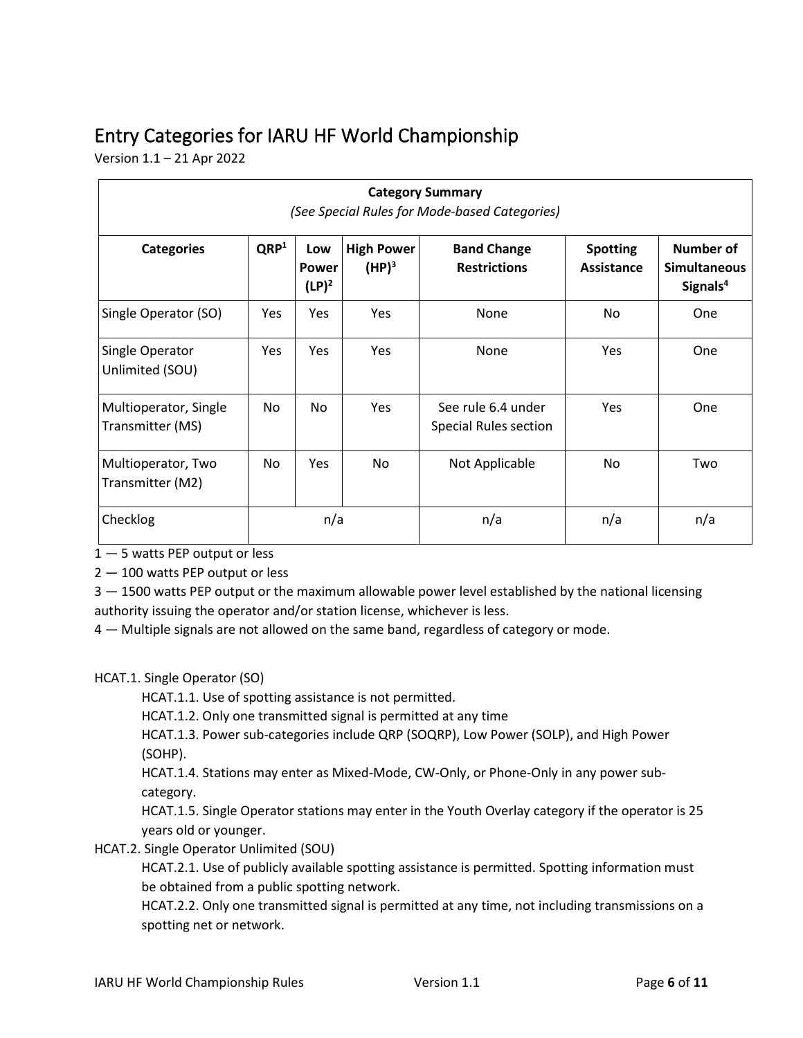# Entry Categories for IARU HF World Championship

Version 1.1 – 21 Apr 2022

| **Category Summary** *(See Special Rules for Mode-based Categories)* | | | | | | |
|---|---|---|---|---|---|---|
| **Categories** | **QRP[1]** | **Low Power (LP)[2]** | **High Power (HP)[3]** | **Band Change Restrictions** | **Spotting Assistance** | **Number of Simultaneous Signals[4]** |
| Single Operator (SO) | Yes | Yes | Yes | None | No | One |
| Single Operator Unlimited (SOU) | Yes | Yes | Yes | None | Yes | One |
| Multioperator, Single Transmitter (MS) | No | No | Yes | See rule 6.4 under Special Rules section | Yes | One |
| Multioperator, Two Transmitter (M2) | No | Yes | No | Not Applicable | No | Two |
| Checklog | n/a | | | n/a | n/a | n/a |

1 — 5 watts PEP output or less

2 — 100 watts PEP output or less

3 — 1500 watts PEP output or the maximum allowable power level established by the national licensing authority issuing the operator and/or station license, whichever is less.

4 — Multiple signals are not allowed on the same band, regardless of category or mode.

HCAT.1. Single Operator (SO)

- HCAT.1.1. Use of spotting assistance is not permitted.
- HCAT.1.2. Only one transmitted signal is permitted at any time
- HCAT.1.3. Power sub-categories include QRP (SOQRP), Low Power (SOLP), and High Power (SOHP).
- HCAT.1.4. Stations may enter as Mixed-Mode, CW-Only, or Phone-Only in any power sub-category.
- HCAT.1.5. Single Operator stations may enter in the Youth Overlay category if the operator is 25 years old or younger.

HCAT.2. Single Operator Unlimited (SOU)

- HCAT.2.1. Use of publicly available spotting assistance is permitted. Spotting information must be obtained from a public spotting network.
- HCAT.2.2. Only one transmitted signal is permitted at any time, not including transmissions on a spotting net or network.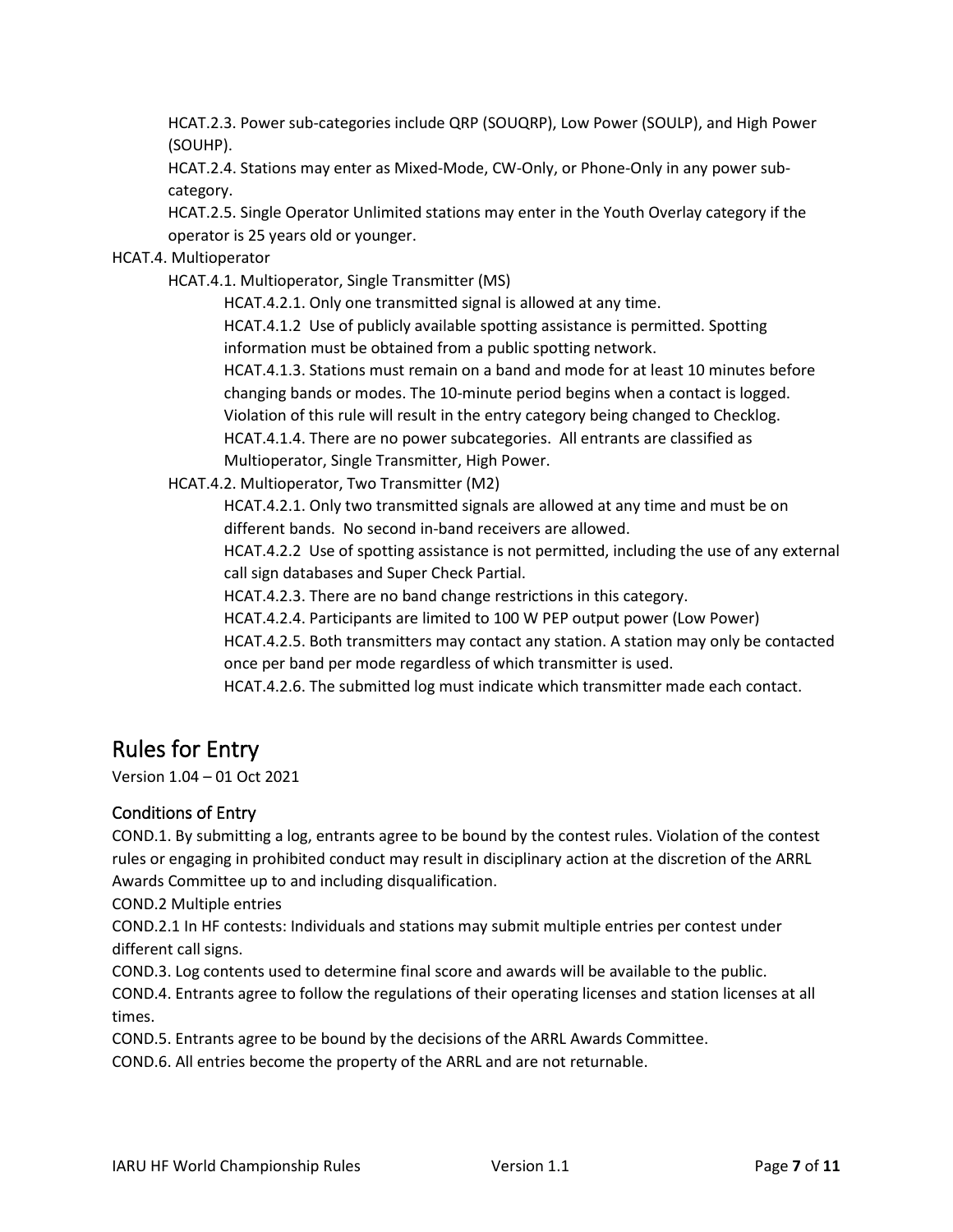HCAT.2.3. Power sub-categories include QRP (SOUQRP), Low Power (SOULP), and High Power (SOUHP).

HCAT.2.4. Stations may enter as Mixed-Mode, CW-Only, or Phone-Only in any power sub-category.

HCAT.2.5. Single Operator Unlimited stations may enter in the Youth Overlay category if the operator is 25 years old or younger.

HCAT.4. Multioperator

HCAT.4.1. Multioperator, Single Transmitter (MS)

HCAT.4.2.1. Only one transmitted signal is allowed at any time.

HCAT.4.1.2 Use of publicly available spotting assistance is permitted. Spotting information must be obtained from a public spotting network.

HCAT.4.1.3. Stations must remain on a band and mode for at least 10 minutes before changing bands or modes. The 10-minute period begins when a contact is logged. Violation of this rule will result in the entry category being changed to Checklog.

HCAT.4.1.4. There are no power subcategories. All entrants are classified as Multioperator, Single Transmitter, High Power.

HCAT.4.2. Multioperator, Two Transmitter (M2)

HCAT.4.2.1. Only two transmitted signals are allowed at any time and must be on different bands. No second in-band receivers are allowed.

HCAT.4.2.2 Use of spotting assistance is not permitted, including the use of any external call sign databases and Super Check Partial.

HCAT.4.2.3. There are no band change restrictions in this category.

HCAT.4.2.4. Participants are limited to 100 W PEP output power (Low Power)

HCAT.4.2.5. Both transmitters may contact any station. A station may only be contacted once per band per mode regardless of which transmitter is used.

HCAT.4.2.6. The submitted log must indicate which transmitter made each contact.

# Rules for Entry

Version 1.04 – 01 Oct 2021

## Conditions of Entry

COND.1. By submitting a log, entrants agree to be bound by the contest rules. Violation of the contest rules or engaging in prohibited conduct may result in disciplinary action at the discretion of the ARRL Awards Committee up to and including disqualification.

COND.2 Multiple entries

COND.2.1 In HF contests: Individuals and stations may submit multiple entries per contest under different call signs.

COND.3. Log contents used to determine final score and awards will be available to the public.

COND.4. Entrants agree to follow the regulations of their operating licenses and station licenses at all times.

COND.5. Entrants agree to be bound by the decisions of the ARRL Awards Committee.

COND.6. All entries become the property of the ARRL and are not returnable.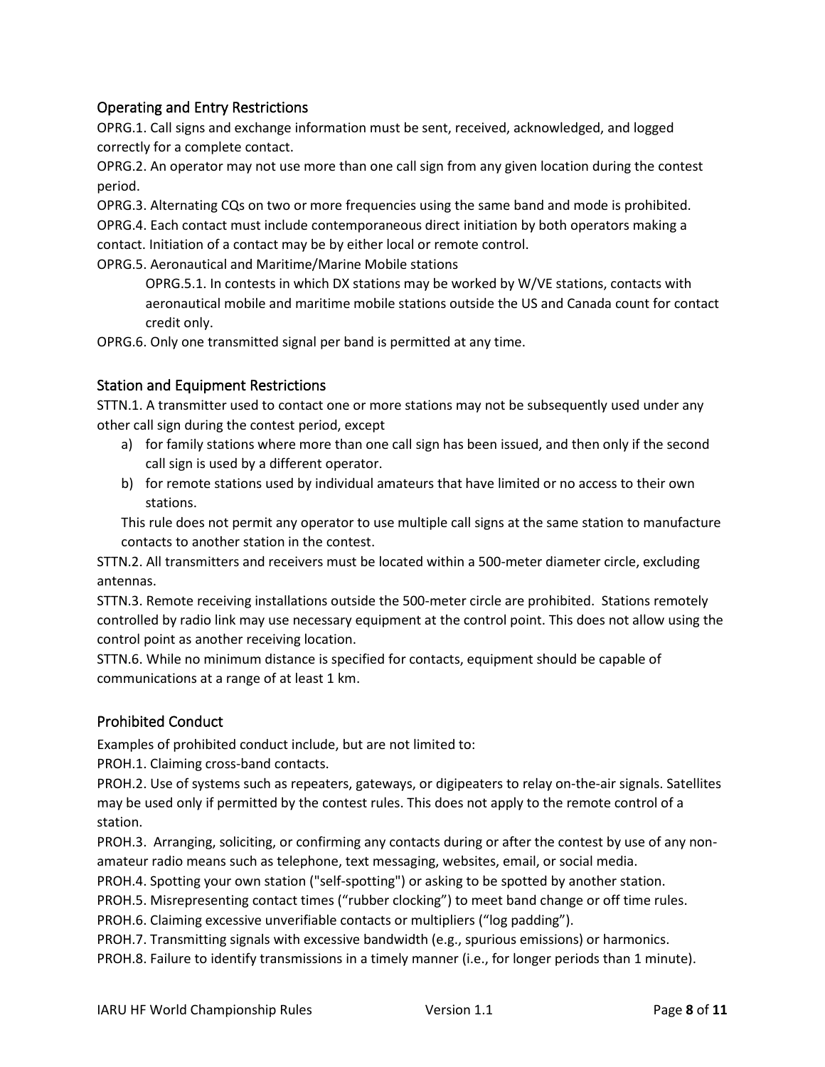## Operating and Entry Restrictions

OPRG.1. Call signs and exchange information must be sent, received, acknowledged, and logged correctly for a complete contact.

OPRG.2. An operator may not use more than one call sign from any given location during the contest period.

OPRG.3. Alternating CQs on two or more frequencies using the same band and mode is prohibited.

OPRG.4. Each contact must include contemporaneous direct initiation by both operators making a contact. Initiation of a contact may be by either local or remote control.

OPRG.5. Aeronautical and Maritime/Marine Mobile stations

> OPRG.5.1. In contests in which DX stations may be worked by W/VE stations, contacts with aeronautical mobile and maritime mobile stations outside the US and Canada count for contact credit only.

OPRG.6. Only one transmitted signal per band is permitted at any time.

## Station and Equipment Restrictions

STTN.1. A transmitter used to contact one or more stations may not be subsequently used under any other call sign during the contest period, except

a) for family stations where more than one call sign has been issued, and then only if the second call sign is used by a different operator.
b) for remote stations used by individual amateurs that have limited or no access to their own stations.

This rule does not permit any operator to use multiple call signs at the same station to manufacture contacts to another station in the contest.

STTN.2. All transmitters and receivers must be located within a 500-meter diameter circle, excluding antennas.

STTN.3. Remote receiving installations outside the 500-meter circle are prohibited. Stations remotely controlled by radio link may use necessary equipment at the control point. This does not allow using the control point as another receiving location.

STTN.6. While no minimum distance is specified for contacts, equipment should be capable of communications at a range of at least 1 km.

## Prohibited Conduct

Examples of prohibited conduct include, but are not limited to:

PROH.1. Claiming cross-band contacts.

PROH.2. Use of systems such as repeaters, gateways, or digipeaters to relay on-the-air signals. Satellites may be used only if permitted by the contest rules. This does not apply to the remote control of a station.

PROH.3. Arranging, soliciting, or confirming any contacts during or after the contest by use of any non-amateur radio means such as telephone, text messaging, websites, email, or social media.

PROH.4. Spotting your own station ("self-spotting") or asking to be spotted by another station.

PROH.5. Misrepresenting contact times ("rubber clocking") to meet band change or off time rules.

PROH.6. Claiming excessive unverifiable contacts or multipliers ("log padding").

PROH.7. Transmitting signals with excessive bandwidth (e.g., spurious emissions) or harmonics.

PROH.8. Failure to identify transmissions in a timely manner (i.e., for longer periods than 1 minute).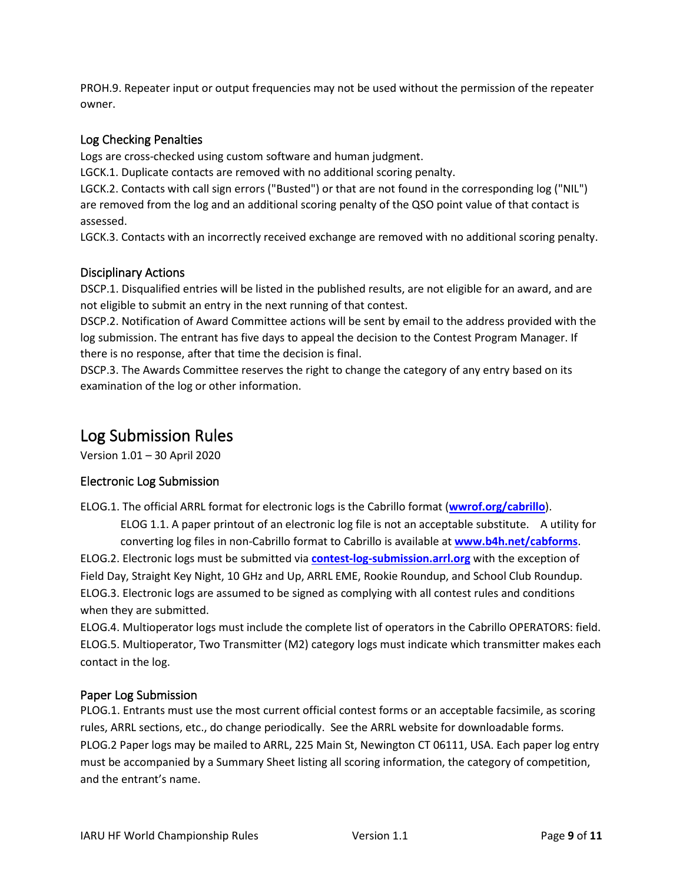PROH.9. Repeater input or output frequencies may not be used without the permission of the repeater owner.

### Log Checking Penalties

Logs are cross-checked using custom software and human judgment.

LGCK.1. Duplicate contacts are removed with no additional scoring penalty.

LGCK.2. Contacts with call sign errors ("Busted") or that are not found in the corresponding log ("NIL") are removed from the log and an additional scoring penalty of the QSO point value of that contact is assessed.

LGCK.3. Contacts with an incorrectly received exchange are removed with no additional scoring penalty.

### Disciplinary Actions

DSCP.1. Disqualified entries will be listed in the published results, are not eligible for an award, and are not eligible to submit an entry in the next running of that contest.

DSCP.2. Notification of Award Committee actions will be sent by email to the address provided with the log submission. The entrant has five days to appeal the decision to the Contest Program Manager. If there is no response, after that time the decision is final.

DSCP.3. The Awards Committee reserves the right to change the category of any entry based on its examination of the log or other information.

## Log Submission Rules

Version 1.01 – 30 April 2020

### Electronic Log Submission

ELOG.1. The official ARRL format for electronic logs is the Cabrillo format (**wwrof.org/cabrillo**).

> ELOG 1.1. A paper printout of an electronic log file is not an acceptable substitute. A utility for converting log files in non-Cabrillo format to Cabrillo is available at **www.b4h.net/cabforms**.

ELOG.2. Electronic logs must be submitted via **contest-log-submission.arrl.org** with the exception of Field Day, Straight Key Night, 10 GHz and Up, ARRL EME, Rookie Roundup, and School Club Roundup.

ELOG.3. Electronic logs are assumed to be signed as complying with all contest rules and conditions when they are submitted.

ELOG.4. Multioperator logs must include the complete list of operators in the Cabrillo OPERATORS: field.

ELOG.5. Multioperator, Two Transmitter (M2) category logs must indicate which transmitter makes each contact in the log.

### Paper Log Submission

PLOG.1. Entrants must use the most current official contest forms or an acceptable facsimile, as scoring rules, ARRL sections, etc., do change periodically. See the ARRL website for downloadable forms.

PLOG.2 Paper logs may be mailed to ARRL, 225 Main St, Newington CT 06111, USA. Each paper log entry must be accompanied by a Summary Sheet listing all scoring information, the category of competition, and the entrant's name.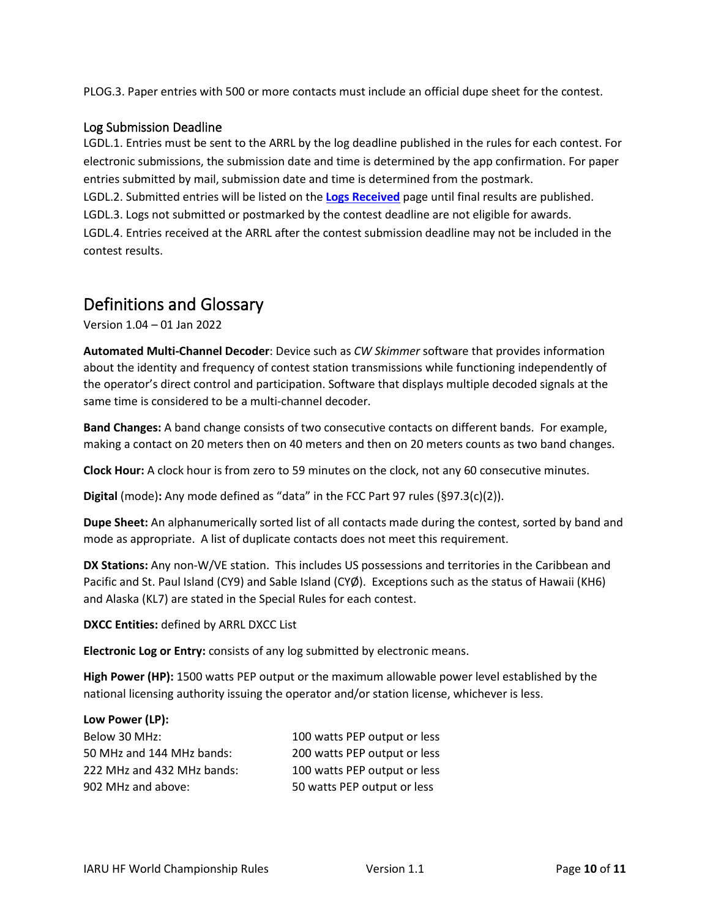PLOG.3. Paper entries with 500 or more contacts must include an official dupe sheet for the contest.

### Log Submission Deadline

LGDL.1. Entries must be sent to the ARRL by the log deadline published in the rules for each contest. For electronic submissions, the submission date and time is determined by the app confirmation. For paper entries submitted by mail, submission date and time is determined from the postmark.
LGDL.2. Submitted entries will be listed on the **Logs Received** page until final results are published.
LGDL.3. Logs not submitted or postmarked by the contest deadline are not eligible for awards.
LGDL.4. Entries received at the ARRL after the contest submission deadline may not be included in the contest results.

## Definitions and Glossary

Version 1.04 – 01 Jan 2022

**Automated Multi-Channel Decoder**: Device such as *CW Skimmer* software that provides information about the identity and frequency of contest station transmissions while functioning independently of the operator's direct control and participation. Software that displays multiple decoded signals at the same time is considered to be a multi-channel decoder.

**Band Changes:** A band change consists of two consecutive contacts on different bands. For example, making a contact on 20 meters then on 40 meters and then on 20 meters counts as two band changes.

**Clock Hour:** A clock hour is from zero to 59 minutes on the clock, not any 60 consecutive minutes.

**Digital** (mode)**:** Any mode defined as "data" in the FCC Part 97 rules (§97.3(c)(2)).

**Dupe Sheet:** An alphanumerically sorted list of all contacts made during the contest, sorted by band and mode as appropriate. A list of duplicate contacts does not meet this requirement.

**DX Stations:** Any non-W/VE station. This includes US possessions and territories in the Caribbean and Pacific and St. Paul Island (CY9) and Sable Island (CYØ). Exceptions such as the status of Hawaii (KH6) and Alaska (KL7) are stated in the Special Rules for each contest.

**DXCC Entities:** defined by ARRL DXCC List

**Electronic Log or Entry:** consists of any log submitted by electronic means.

**High Power (HP):** 1500 watts PEP output or the maximum allowable power level established by the national licensing authority issuing the operator and/or station license, whichever is less.

**Low Power (LP):**

| | |
|---|---|
| Below 30 MHz: | 100 watts PEP output or less |
| 50 MHz and 144 MHz bands: | 200 watts PEP output or less |
| 222 MHz and 432 MHz bands: | 100 watts PEP output or less |
| 902 MHz and above: | 50 watts PEP output or less |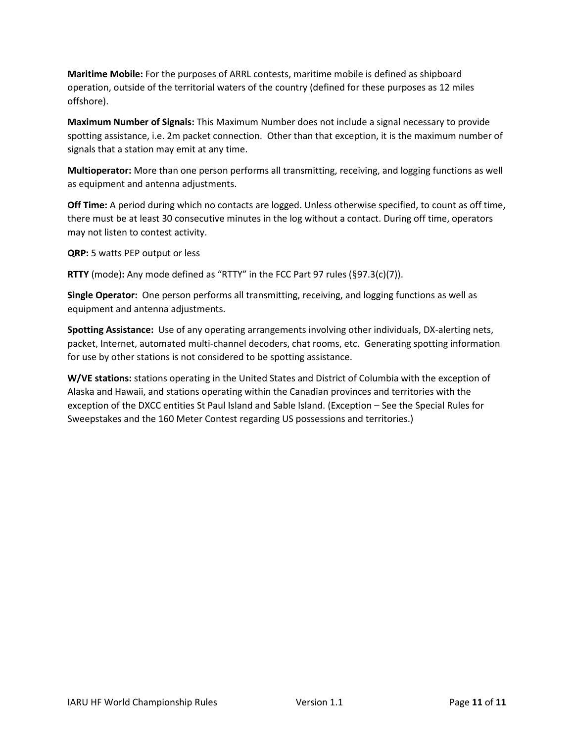**Maritime Mobile:** For the purposes of ARRL contests, maritime mobile is defined as shipboard operation, outside of the territorial waters of the country (defined for these purposes as 12 miles offshore).

**Maximum Number of Signals:** This Maximum Number does not include a signal necessary to provide spotting assistance, i.e. 2m packet connection. Other than that exception, it is the maximum number of signals that a station may emit at any time.

**Multioperator:** More than one person performs all transmitting, receiving, and logging functions as well as equipment and antenna adjustments.

**Off Time:** A period during which no contacts are logged. Unless otherwise specified, to count as off time, there must be at least 30 consecutive minutes in the log without a contact. During off time, operators may not listen to contest activity.

**QRP:** 5 watts PEP output or less

**RTTY** (mode)**:** Any mode defined as "RTTY" in the FCC Part 97 rules (§97.3(c)(7)).

**Single Operator:** One person performs all transmitting, receiving, and logging functions as well as equipment and antenna adjustments.

**Spotting Assistance:** Use of any operating arrangements involving other individuals, DX-alerting nets, packet, Internet, automated multi-channel decoders, chat rooms, etc. Generating spotting information for use by other stations is not considered to be spotting assistance.

**W/VE stations:** stations operating in the United States and District of Columbia with the exception of Alaska and Hawaii, and stations operating within the Canadian provinces and territories with the exception of the DXCC entities St Paul Island and Sable Island. (Exception – See the Special Rules for Sweepstakes and the 160 Meter Contest regarding US possessions and territories.)